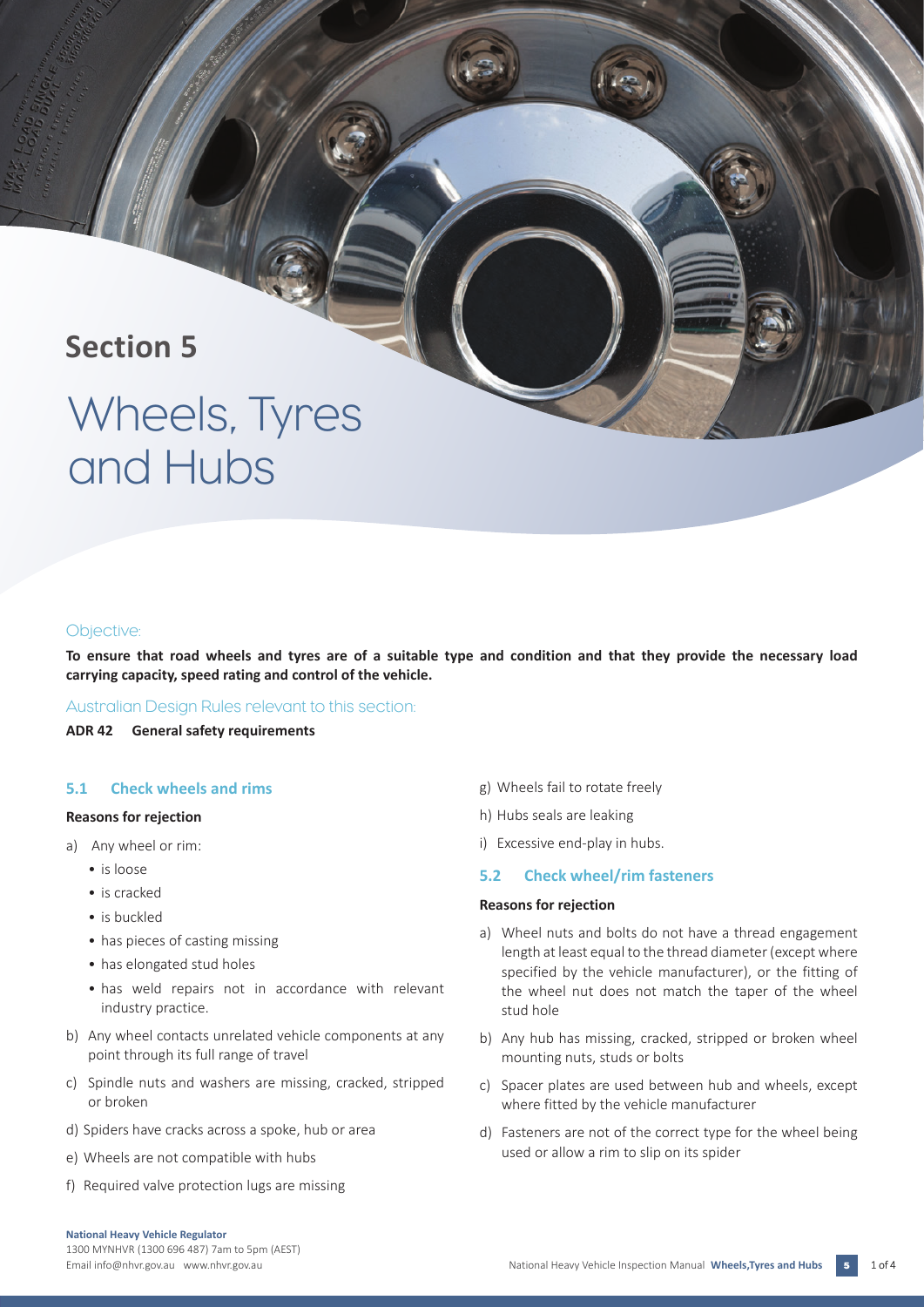# Section 5

# Wheels, Tyres and Hubs

Objective:

**To ensure that road wheels and tyres are of a suitable type and condition and that they provide the necessary load carrying capacity, speed rating and control of the vehicle.**

Australian Design Rules relevant to this section:

**ADR 42 General safety requirements**

## 5.1 Check wheels and rims

**Reasons for rejection**

a) Any wheel or rim:
- is loose
- is cracked
- is buckled
- has pieces of casting missing
- has elongated stud holes
- has weld repairs not in accordance with relevant industry practice.

b) Any wheel contacts unrelated vehicle components at any point through its full range of travel

c) Spindle nuts and washers are missing, cracked, stripped or broken

d) Spiders have cracks across a spoke, hub or area

e) Wheels are not compatible with hubs

f) Required valve protection lugs are missing

g) Wheels fail to rotate freely

h) Hubs seals are leaking

i) Excessive end-play in hubs.

## 5.2 Check wheel/rim fasteners

**Reasons for rejection**

a) Wheel nuts and bolts do not have a thread engagement length at least equal to the thread diameter (except where specified by the vehicle manufacturer), or the fitting of the wheel nut does not match the taper of the wheel stud hole

b) Any hub has missing, cracked, stripped or broken wheel mounting nuts, studs or bolts

c) Spacer plates are used between hub and wheels, except where fitted by the vehicle manufacturer

d) Fasteners are not of the correct type for the wheel being used or allow a rim to slip on its spider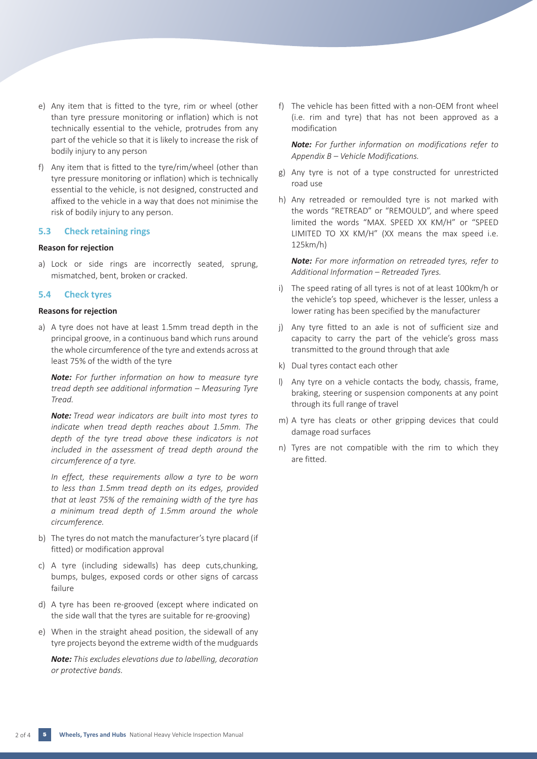e) Any item that is fitted to the tyre, rim or wheel (other than tyre pressure monitoring or inflation) which is not technically essential to the vehicle, protrudes from any part of the vehicle so that it is likely to increase the risk of bodily injury to any person

f) Any item that is fitted to the tyre/rim/wheel (other than tyre pressure monitoring or inflation) which is technically essential to the vehicle, is not designed, constructed and affixed to the vehicle in a way that does not minimise the risk of bodily injury to any person.

### 5.3 Check retaining rings

**Reason for rejection**

a) Lock or side rings are incorrectly seated, sprung, mismatched, bent, broken or cracked.

### 5.4 Check tyres

**Reasons for rejection**

a) A tyre does not have at least 1.5mm tread depth in the principal groove, in a continuous band which runs around the whole circumference of the tyre and extends across at least 75% of the width of the tyre

   ***Note:*** *For further information on how to measure tyre tread depth see additional information – Measuring Tyre Tread.*

   ***Note:*** *Tread wear indicators are built into most tyres to indicate when tread depth reaches about 1.5mm. The depth of the tyre tread above these indicators is not included in the assessment of tread depth around the circumference of a tyre.*

   *In effect, these requirements allow a tyre to be worn to less than 1.5mm tread depth on its edges, provided that at least 75% of the remaining width of the tyre has a minimum tread depth of 1.5mm around the whole circumference.*

b) The tyres do not match the manufacturer's tyre placard (if fitted) or modification approval

c) A tyre (including sidewalls) has deep cuts,chunking, bumps, bulges, exposed cords or other signs of carcass failure

d) A tyre has been re-grooved (except where indicated on the side wall that the tyres are suitable for re-grooving)

e) When in the straight ahead position, the sidewall of any tyre projects beyond the extreme width of the mudguards

   ***Note:*** *This excludes elevations due to labelling, decoration or protective bands.*

f) The vehicle has been fitted with a non-OEM front wheel (i.e. rim and tyre) that has not been approved as a modification

   ***Note:*** *For further information on modifications refer to Appendix B – Vehicle Modifications.*

g) Any tyre is not of a type constructed for unrestricted road use

h) Any retreaded or remoulded tyre is not marked with the words "RETREAD" or "REMOULD", and where speed limited the words "MAX. SPEED XX KM/H" or "SPEED LIMITED TO XX KM/H" (XX means the max speed i.e. 125km/h)

   ***Note:*** *For more information on retreaded tyres, refer to Additional Information – Retreaded Tyres.*

i) The speed rating of all tyres is not of at least 100km/h or the vehicle's top speed, whichever is the lesser, unless a lower rating has been specified by the manufacturer

j) Any tyre fitted to an axle is not of sufficient size and capacity to carry the part of the vehicle's gross mass transmitted to the ground through that axle

k) Dual tyres contact each other

l) Any tyre on a vehicle contacts the body, chassis, frame, braking, steering or suspension components at any point through its full range of travel

m) A tyre has cleats or other gripping devices that could damage road surfaces

n) Tyres are not compatible with the rim to which they are fitted.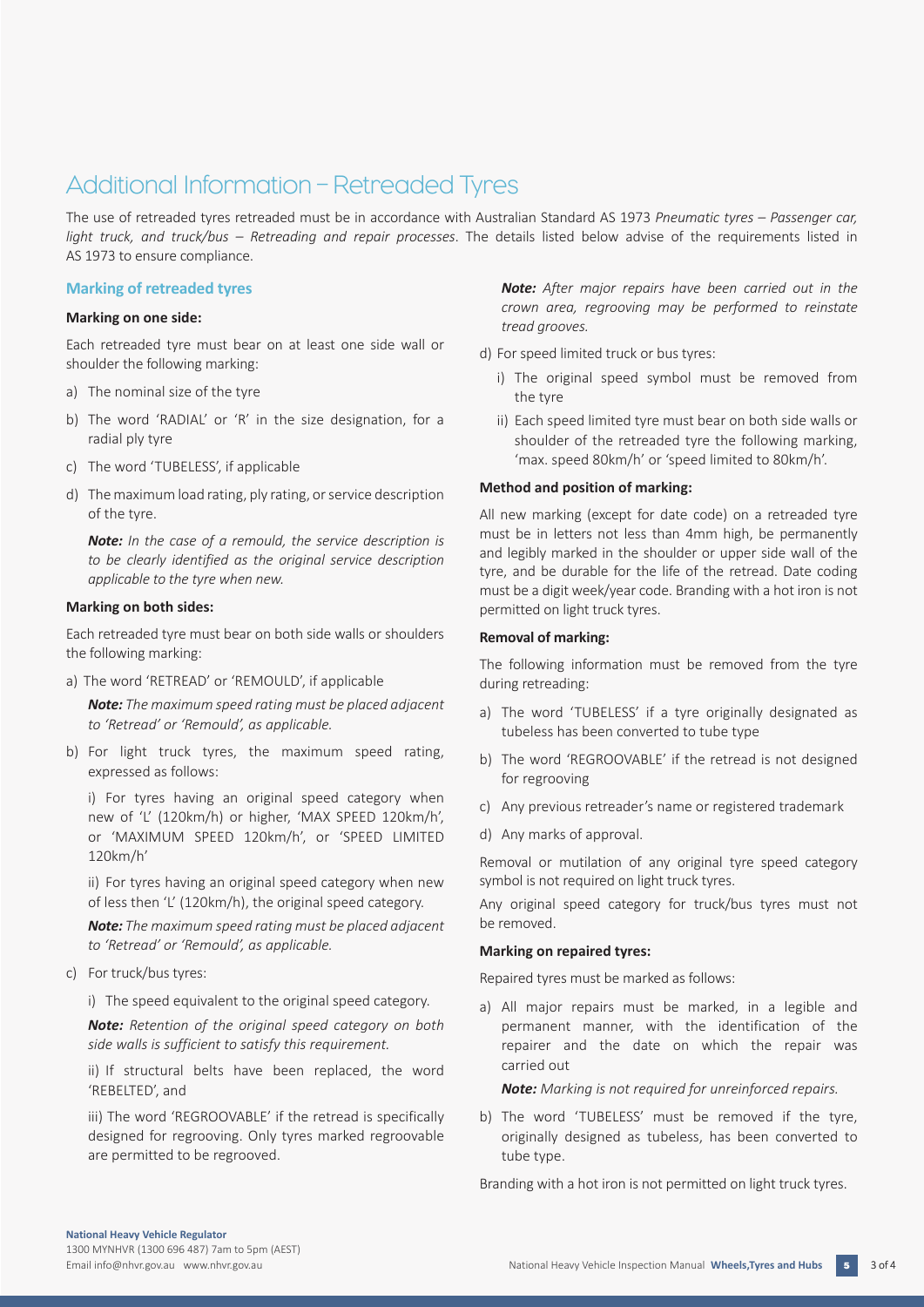# Additional Information – Retreaded Tyres

The use of retreaded tyres retreaded must be in accordance with Australian Standard AS 1973 *Pneumatic tyres – Passenger car, light truck, and truck/bus – Retreading and repair processes*. The details listed below advise of the requirements listed in AS 1973 to ensure compliance.

## Marking of retreaded tyres

### Marking on one side:

Each retreaded tyre must bear on at least one side wall or shoulder the following marking:

a) The nominal size of the tyre

b) The word 'RADIAL' or 'R' in the size designation, for a radial ply tyre

c) The word 'TUBELESS', if applicable

d) The maximum load rating, ply rating, or service description of the tyre.

***Note:*** *In the case of a remould, the service description is to be clearly identified as the original service description applicable to the tyre when new.*

### Marking on both sides:

Each retreaded tyre must bear on both side walls or shoulders the following marking:

a) The word 'RETREAD' or 'REMOULD', if applicable

***Note:*** *The maximum speed rating must be placed adjacent to 'Retread' or 'Remould', as applicable.*

b) For light truck tyres, the maximum speed rating, expressed as follows:

i) For tyres having an original speed category when new of 'L' (120km/h) or higher, 'MAX SPEED 120km/h', or 'MAXIMUM SPEED 120km/h', or 'SPEED LIMITED 120km/h'

ii) For tyres having an original speed category when new of less then 'L' (120km/h), the original speed category.

***Note:*** *The maximum speed rating must be placed adjacent to 'Retread' or 'Remould', as applicable.*

c) For truck/bus tyres:

i) The speed equivalent to the original speed category.

***Note:*** *Retention of the original speed category on both side walls is sufficient to satisfy this requirement.*

ii) If structural belts have been replaced, the word 'REBELTED', and

iii) The word 'REGROOVABLE' if the retread is specifically designed for regrooving. Only tyres marked regroovable are permitted to be regrooved.

***Note:*** *After major repairs have been carried out in the crown area, regrooving may be performed to reinstate tread grooves.*

d) For speed limited truck or bus tyres:

i) The original speed symbol must be removed from the tyre

ii) Each speed limited tyre must bear on both side walls or shoulder of the retreaded tyre the following marking, 'max. speed 80km/h' or 'speed limited to 80km/h'.

### Method and position of marking:

All new marking (except for date code) on a retreaded tyre must be in letters not less than 4mm high, be permanently and legibly marked in the shoulder or upper side wall of the tyre, and be durable for the life of the retread. Date coding must be a digit week/year code. Branding with a hot iron is not permitted on light truck tyres.

### Removal of marking:

The following information must be removed from the tyre during retreading:

a) The word 'TUBELESS' if a tyre originally designated as tubeless has been converted to tube type

b) The word 'REGROOVABLE' if the retread is not designed for regrooving

c) Any previous retreader's name or registered trademark

d) Any marks of approval.

Removal or mutilation of any original tyre speed category symbol is not required on light truck tyres.

Any original speed category for truck/bus tyres must not be removed.

### Marking on repaired tyres:

Repaired tyres must be marked as follows:

a) All major repairs must be marked, in a legible and permanent manner, with the identification of the repairer and the date on which the repair was carried out

***Note:*** *Marking is not required for unreinforced repairs.*

b) The word 'TUBELESS' must be removed if the tyre, originally designed as tubeless, has been converted to tube type.

Branding with a hot iron is not permitted on light truck tyres.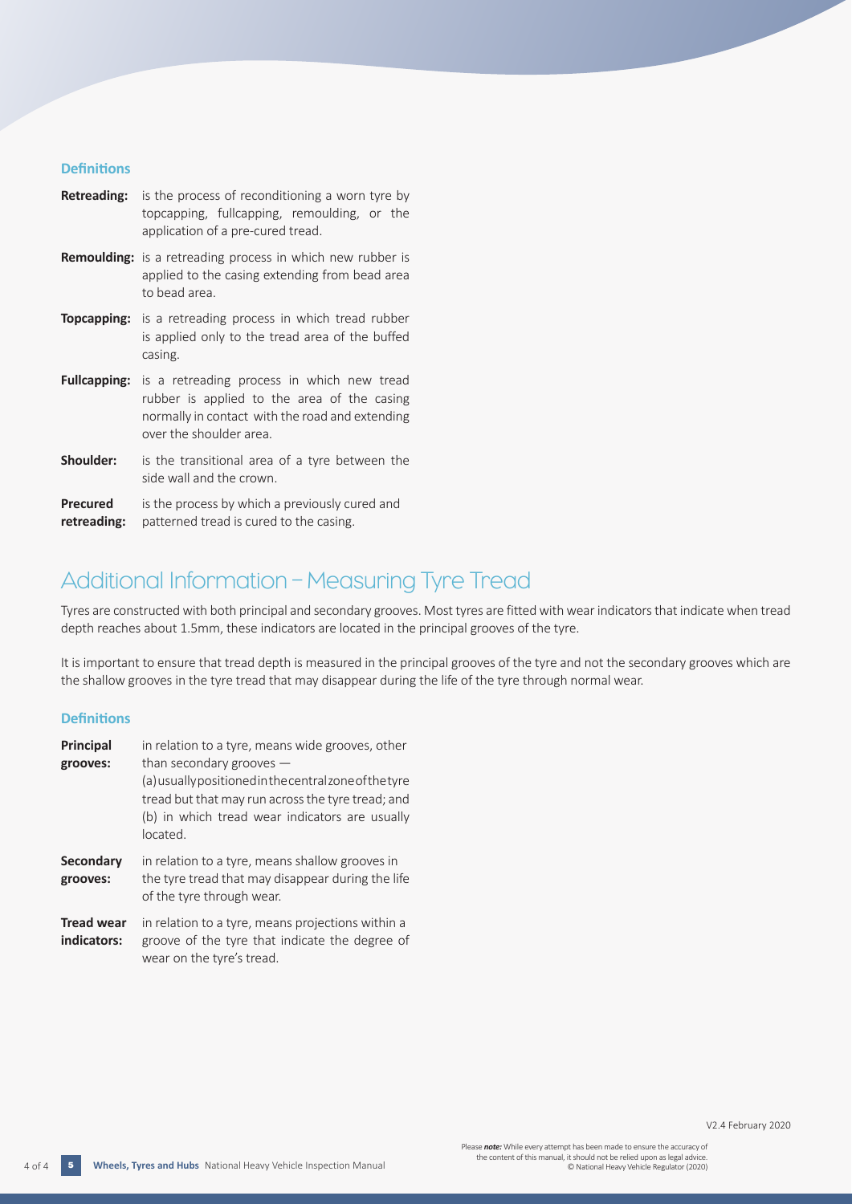### Definitions

**Retreading:** is the process of reconditioning a worn tyre by topcapping, fullcapping, remoulding, or the application of a pre-cured tread.

**Remoulding:** is a retreading process in which new rubber is applied to the casing extending from bead area to bead area.

**Topcapping:** is a retreading process in which tread rubber is applied only to the tread area of the buffed casing.

**Fullcapping:** is a retreading process in which new tread rubber is applied to the area of the casing normally in contact with the road and extending over the shoulder area.

**Shoulder:** is the transitional area of a tyre between the side wall and the crown.

**Precured retreading:** is the process by which a previously cured and patterned tread is cured to the casing.

## Additional Information – Measuring Tyre Tread

Tyres are constructed with both principal and secondary grooves. Most tyres are fitted with wear indicators that indicate when tread depth reaches about 1.5mm, these indicators are located in the principal grooves of the tyre.

It is important to ensure that tread depth is measured in the principal grooves of the tyre and not the secondary grooves which are the shallow grooves in the tyre tread that may disappear during the life of the tyre through normal wear.

### Definitions

**Principal grooves:** in relation to a tyre, means wide grooves, other than secondary grooves —
(a) usually positioned in the central zone of the tyre tread but that may run across the tyre tread; and
(b) in which tread wear indicators are usually located.

**Secondary grooves:** in relation to a tyre, means shallow grooves in the tyre tread that may disappear during the life of the tyre through wear.

**Tread wear indicators:** in relation to a tyre, means projections within a groove of the tyre that indicate the degree of wear on the tyre's tread.

V2.4 February 2020

Please *note:* While every attempt has been made to ensure the accuracy of the content of this manual, it should not be relied upon as legal advice.
© National Heavy Vehicle Regulator (2020)